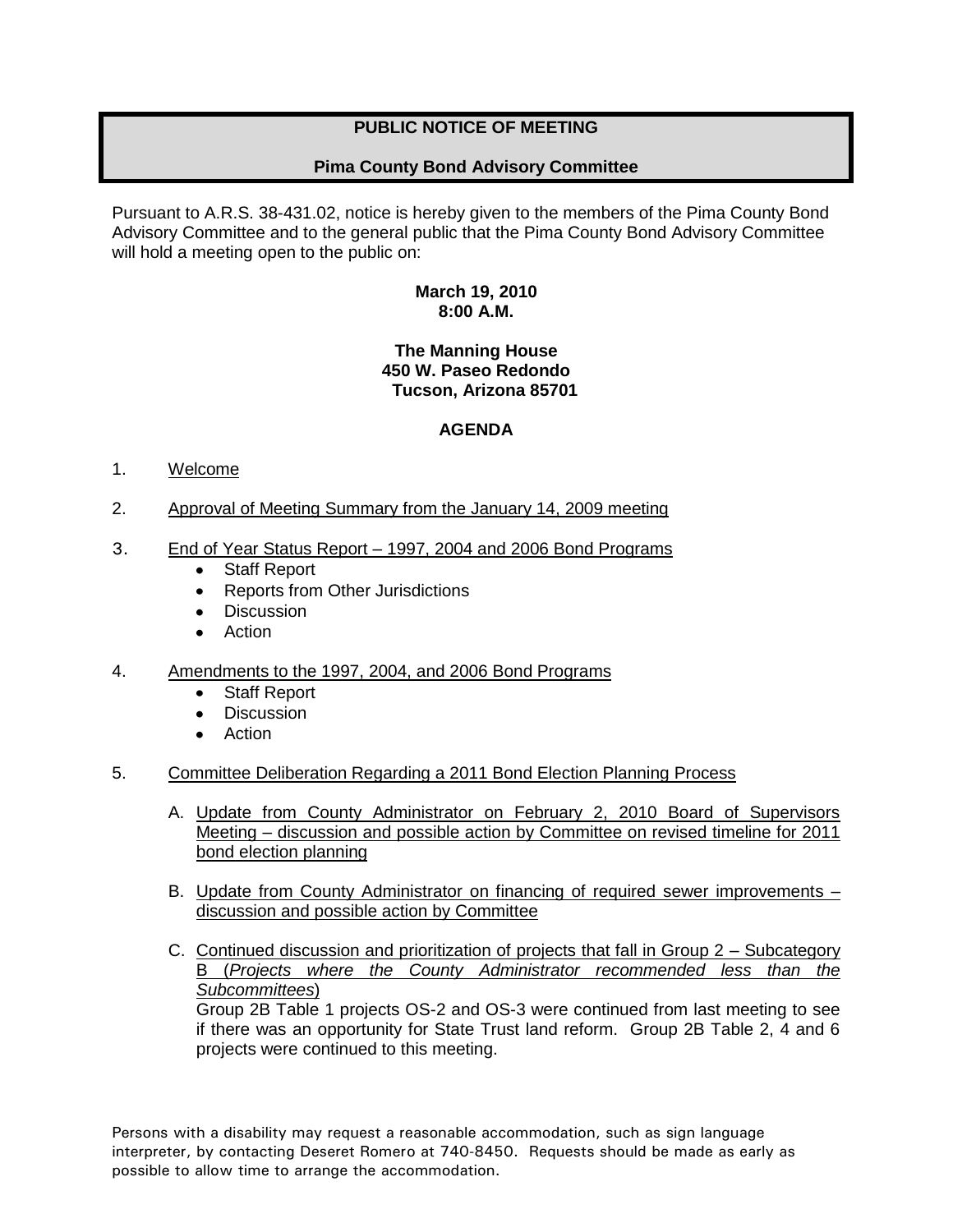# PUBLIC NOTICE OF MEETING

## Pima County Bond Advisory Committee

Pursuant to A.R.S. 38-431.02, notice is hereby given to the members of the Pima County Bond Advisory Committee and to the general public that the Pima County Bond Advisory Committee will hold a meeting open to the public on:

**March 19, 2010**
**8:00 A.M.**

**The Manning House**
**450 W. Paseo Redondo**
**Tucson, Arizona 85701**

## AGENDA

1. Welcome

2. Approval of Meeting Summary from the January 14, 2009 meeting

3. End of Year Status Report – 1997, 2004 and 2006 Bond Programs
   - Staff Report
   - Reports from Other Jurisdictions
   - Discussion
   - Action

4. Amendments to the 1997, 2004, and 2006 Bond Programs
   - Staff Report
   - Discussion
   - Action

5. Committee Deliberation Regarding a 2011 Bond Election Planning Process

   A. Update from County Administrator on February 2, 2010 Board of Supervisors Meeting – discussion and possible action by Committee on revised timeline for 2011 bond election planning

   B. Update from County Administrator on financing of required sewer improvements – discussion and possible action by Committee

   C. Continued discussion and prioritization of projects that fall in Group 2 – Subcategory B (*Projects where the County Administrator recommended less than the Subcommittees*)
   Group 2B Table 1 projects OS-2 and OS-3 were continued from last meeting to see if there was an opportunity for State Trust land reform. Group 2B Table 2, 4 and 6 projects were continued to this meeting.

Persons with a disability may request a reasonable accommodation, such as sign language interpreter, by contacting Deseret Romero at 740-8450. Requests should be made as early as possible to allow time to arrange the accommodation.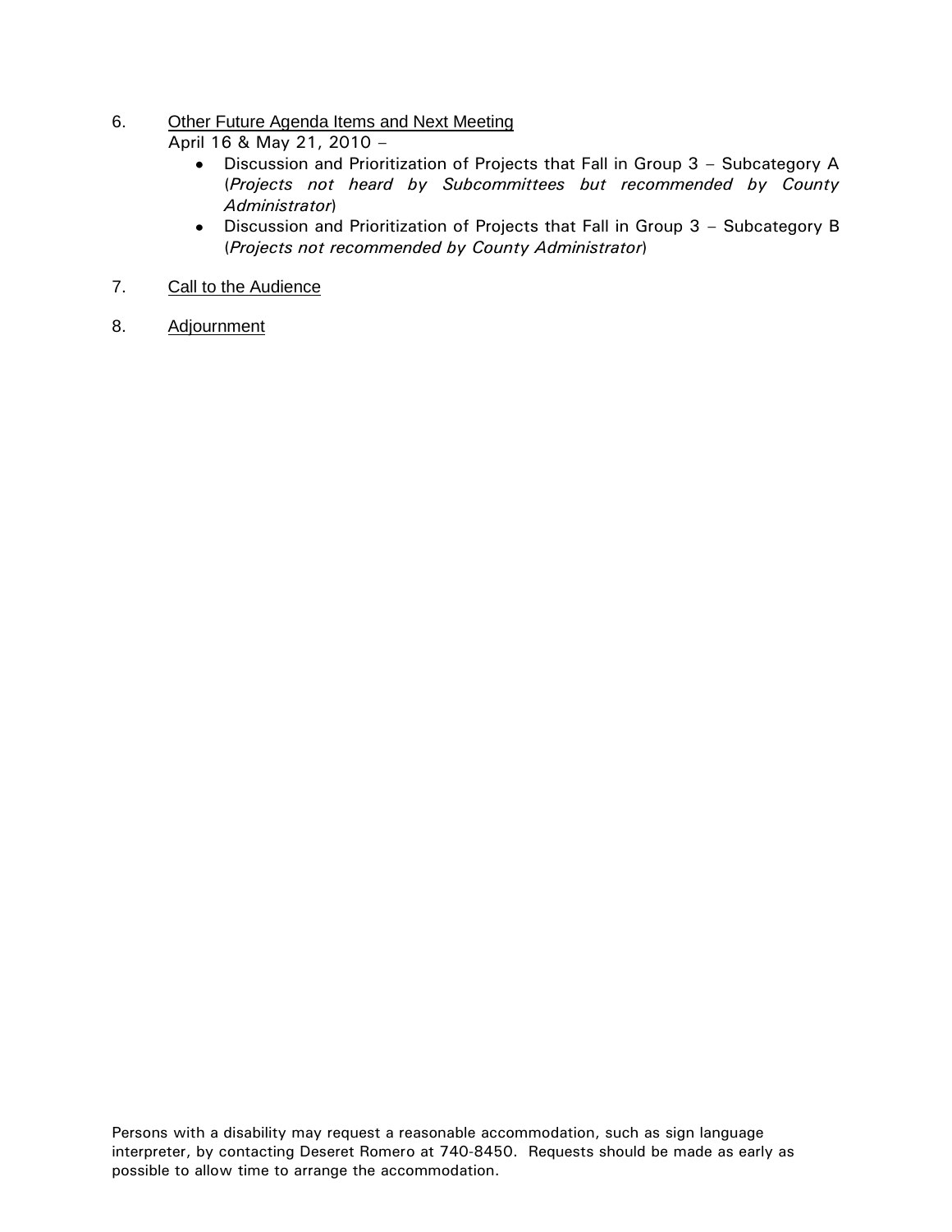6. <u>Other Future Agenda Items and Next Meeting</u>
   April 16 & May 21, 2010 –
   - Discussion and Prioritization of Projects that Fall in Group 3 – Subcategory A (*Projects not heard by Subcommittees but recommended by County Administrator*)
   - Discussion and Prioritization of Projects that Fall in Group 3 – Subcategory B (*Projects not recommended by County Administrator*)

7. <u>Call to the Audience</u>

8. <u>Adjournment</u>

Persons with a disability may request a reasonable accommodation, such as sign language interpreter, by contacting Deseret Romero at 740-8450. Requests should be made as early as possible to allow time to arrange the accommodation.